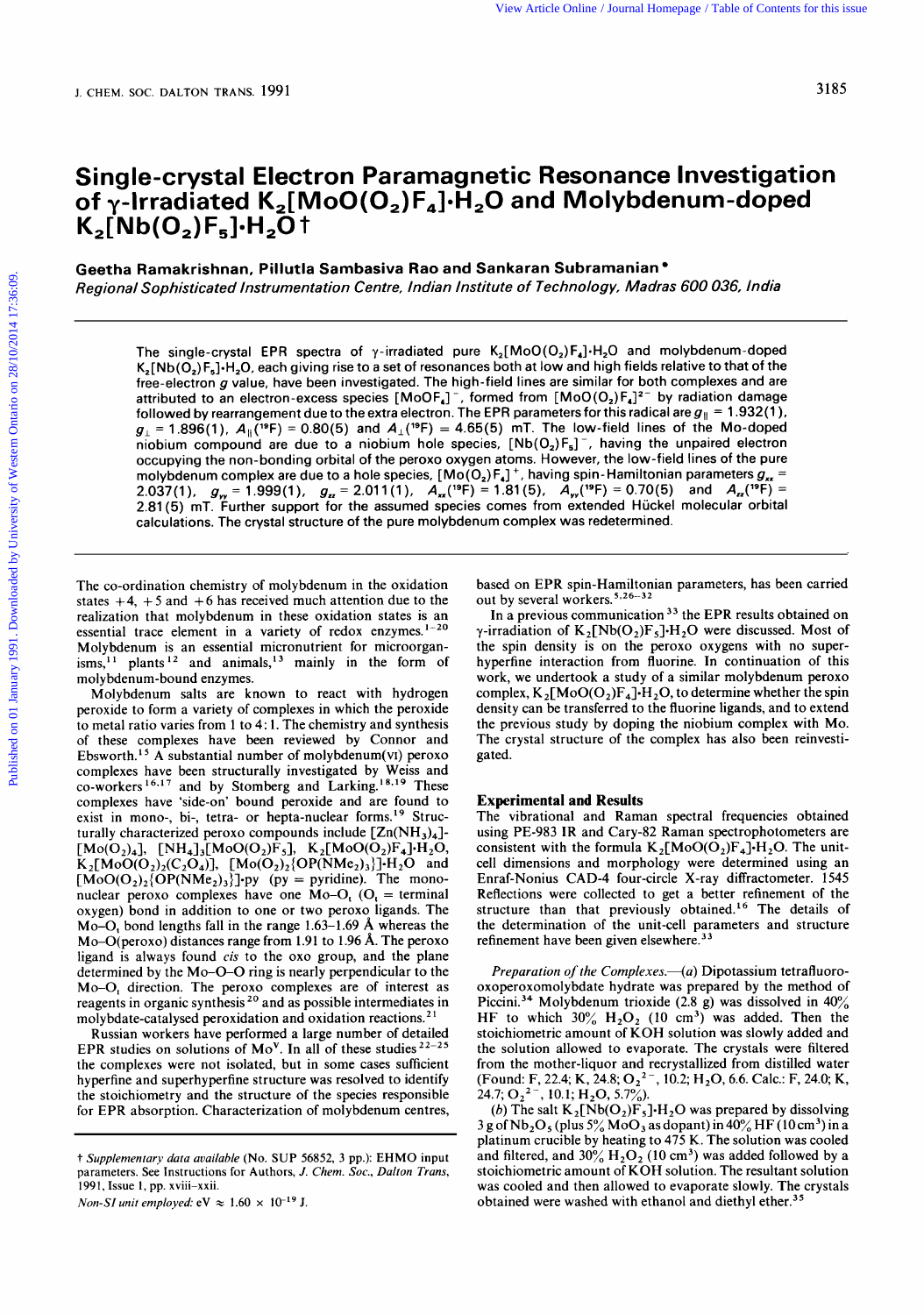// Single-crystal Electron Paramagnetic Resonance Investigation of γ-Irradiated $K_2[MoO(O_2)F_4]\cdot H_2O$ and Molybdenum-doped $K_2[Nb(O_2)F_5]\cdot H_2O$†

**Geetha Ramakrishnan, Pillutla Sambasiva Rao and Sankaran Subramanian\***

*Regional Sophisticated Instrumentation Centre, Indian Institute of Technology, Madras 600 036, India*

The single-crystal EPR spectra of γ-irradiated pure $K_2[MoO(O_2)F_4]\cdot H_2O$ and molybdenum-doped $K_2[Nb(O_2)F_5]\cdot H_2O$, each giving rise to a set of resonances both at low and high fields relative to that of the free-electron $g$ value, have been investigated. The high-field lines are similar for both complexes and are attributed to an electron-excess species $[MoOF_4]^-$, formed from $[MoO(O_2)F_4]^{2-}$ by radiation damage followed by rearrangement due to the extra electron. The EPR parameters for this radical are $g_{\parallel} = 1.932(1)$, $g_{\perp} = 1.896(1)$, $A_{\parallel}(^{19}F) = 0.80(5)$ and $A_{\perp}(^{19}F) = 4.65(5)$ mT. The low-field lines of the Mo-doped niobium compound are due to a niobium hole species, $[Nb(O_2)F_5]^-$, having the unpaired electron occupying the non-bonding orbital of the peroxo oxygen atoms. However, the low-field lines of the pure molybdenum complex are due to a hole species, $[Mo(O_2)F_4]^+$, having spin-Hamiltonian parameters $g_{xx} = 2.037(1)$, $g_{yy} = 1.999(1)$, $g_{zz} = 2.011(1)$, $A_{xx}(^{19}F) = 1.81(5)$, $A_{yy}(^{19}F) = 0.70(5)$ and $A_{zz}(^{19}F) = 2.81(5)$ mT. Further support for the assumed species comes from extended Hückel molecular orbital calculations. The crystal structure of the pure molybdenum complex was redetermined.

The co-ordination chemistry of molybdenum in the oxidation states +4, +5 and +6 has received much attention due to the realization that molybdenum in these oxidation states is an essential trace element in a variety of redox enzymes.[1–20] Molybdenum is an essential micronutrient for microorganisms,[11] plants[12] and animals,[13] mainly in the form of molybdenum-bound enzymes.

Molybdenum salts are known to react with hydrogen peroxide to form a variety of complexes in which the peroxide to metal ratio varies from 1 to 4:1. The chemistry and synthesis of these complexes have been reviewed by Connor and Ebsworth.[15] A substantial number of molybdenum(VI) peroxo complexes have been structurally investigated by Weiss and co-workers[16,17] and by Stomberg and Larking.[18,19] These complexes have 'side-on' bound peroxide and are found to exist in mono-, bi-, tetra- or hepta-nuclear forms.[19] Structurally characterized peroxo compounds include $[Zn(NH_3)_4][Mo(O_2)_4]$, $[NH_4]_3[MoO(O_2)F_5]$, $K_2[MoO(O_2)F_4]\cdot H_2O$, $K_2[MoO(O_2)_2(C_2O_4)]$, $[Mo(O_2)_2\{OP(NMe_2)_3\}]\cdot H_2O$ and $[MoO(O_2)_2\{OP(NMe_2)_3\}]\cdot py$ (py = pyridine). The mononuclear peroxo complexes have one Mo–$O_t$ ($O_t$ = terminal oxygen) bond in addition to one or two peroxo ligands. The Mo–$O_t$ bond lengths fall in the range 1.63–1.69 Å whereas the Mo–O(peroxo) distances range from 1.91 to 1.96 Å. The peroxo ligand is always found *cis* to the oxo group, and the plane determined by the Mo–O–O ring is nearly perpendicular to the Mo–$O_t$ direction. The peroxo complexes are of interest as reagents in organic synthesis[20] and as possible intermediates in molybdate-catalysed peroxidation and oxidation reactions.[21]

Russian workers have performed a large number of detailed EPR studies on solutions of $Mo^V$. In all of these studies[22–25] the complexes were not isolated, but in some cases sufficient hyperfine and superhyperfine structure was resolved to identify the stoichiometry and the structure of the species responsible for EPR absorption. Characterization of molybdenum centres, based on EPR spin-Hamiltonian parameters, has been carried out by several workers.[5,26–32]

In a previous communication[33] the EPR results obtained on γ-irradiation of $K_2[Nb(O_2)F_5]\cdot H_2O$ were discussed. Most of the spin density is on the peroxo oxygens with no superhyperfine interaction from fluorine. In continuation of this work, we undertook a study of a similar molybdenum peroxo complex, $K_2[MoO(O_2)F_4]\cdot H_2O$, to determine whether the spin density can be transferred to the fluorine ligands, and to extend the previous study by doping the niobium complex with Mo. The crystal structure of the complex has also been reinvestigated.

## Experimental and Results

The vibrational and Raman spectral frequencies obtained using PE-983 IR and Cary-82 Raman spectrophotometers are consistent with the formula $K_2[MoO(O_2)F_4]\cdot H_2O$. The unit-cell dimensions and morphology were determined using an Enraf-Nonius CAD-4 four-circle X-ray diffractometer. 1545 Reflections were collected to get a better refinement of the structure than that previously obtained.[16] The details of the determination of the unit-cell parameters and structure refinement have been given elsewhere.[33]

*Preparation of the Complexes.*—(*a*) Dipotassium tetrafluorooxoperoxomolybdate hydrate was prepared by the method of Piccini.[34] Molybdenum trioxide (2.8 g) was dissolved in 40% HF to which 30% $H_2O_2$ (10 cm³) was added. Then the stoichiometric amount of KOH solution was slowly added and the solution allowed to evaporate. The crystals were filtered from the mother-liquor and recrystallized from distilled water (Found: F, 22.4; K, 24.8; $O_2^{2-}$, 10.2; $H_2O$, 6.6. Calc.: F, 24.0; K, 24.7; $O_2^{2-}$, 10.1; $H_2O$, 5.7%).

(*b*) The salt $K_2[Nb(O_2)F_5]\cdot H_2O$ was prepared by dissolving 3 g of $Nb_2O_5$ (plus 5% $MoO_3$ as dopant) in 40% HF (10 cm³) in a platinum crucible by heating to 475 K. The solution was cooled and filtered, and 30% $H_2O_2$ (10 cm³) was added followed by a stoichiometric amount of KOH solution. The resultant solution was cooled and then allowed to evaporate slowly. The crystals obtained were washed with ethanol and diethyl ether.[35]

† *Supplementary data available* (No. SUP 56852, 3 pp.): EHMO input parameters. See Instructions for Authors, *J. Chem. Soc., Dalton Trans.*, 1991, Issue 1, pp. xviii–xxii.

*Non-SI unit employed:* eV ≈ 1.60 × $10^{-19}$ J.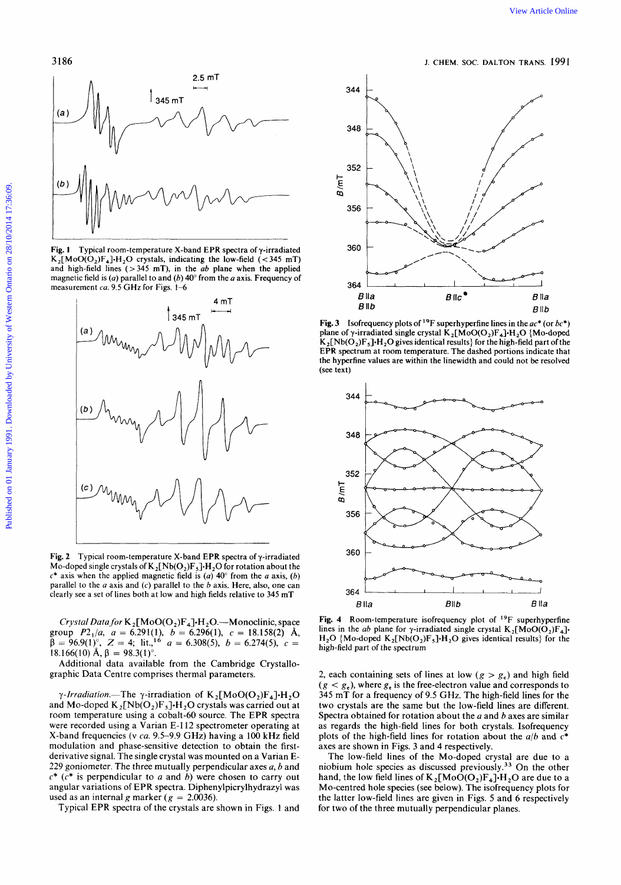Fig. 1 Typical room-temperature X-band EPR spectra of γ-irradiated $K_2[MoO(O_2)F_4]\cdot H_2O$ crystals, indicating the low-field (< 345 mT) and high-field lines (> 345 mT), in the *ab* plane when the applied magnetic field is (*a*) parallel to and (*b*) 40° from the *a* axis. Frequency of measurement *ca.* 9.5 GHz for Figs. 1–6

Fig. 2 Typical room-temperature X-band EPR spectra of γ-irradiated Mo-doped single crystals of $K_2[Nb(O_2)F_5]\cdot H_2O$ for rotation about the $c^*$ axis when the applied magnetic field is (*a*) 40° from the *a* axis, (*b*) parallel to the *a* axis and (*c*) parallel to the *b* axis. Here, also, one can clearly see a set of lines both at low and high fields relative to 345 mT

*Crystal Data for* $K_2[MoO(O_2)F_4]\cdot H_2O$.—Monoclinic, space group $P2_1/a$, $a = 6.291(1)$, $b = 6.296(1)$, $c = 18.158(2)$ Å, $\beta = 96.9(1)°$, $Z = 4$; lit.,[16] $a = 6.308(5)$, $b = 6.274(5)$, $c = 18.166(10)$ Å, $\beta = 98.3(1)°$.

Additional data available from the Cambridge Crystallographic Data Centre comprises thermal parameters.

*γ-Irradiation*.—The γ-irradiation of $K_2[MoO(O_2)F_4]\cdot H_2O$ and Mo-doped $K_2[Nb(O_2)F_5]\cdot H_2O$ crystals was carried out at room temperature using a cobalt-60 source. The EPR spectra were recorded using a Varian E-112 spectrometer operating at X-band frequencies (ν *ca.* 9.5–9.9 GHz) having a 100 kHz field modulation and phase-sensitive detection to obtain the first-derivative signal. The single crystal was mounted on a Varian E-229 goniometer. The three mutually perpendicular axes *a*, *b* and $c^*$ ($c^*$ is perpendicular to *a* and *b*) were chosen to carry out angular variations of EPR spectra. Diphenylpicrylhydrazyl was used as an internal *g* marker ($g = 2.0036$).

Typical EPR spectra of the crystals are shown in Figs. 1 and 2, each containing sets of lines at low ($g > g_e$) and high field ($g < g_e$), where $g_e$ is the free-electron value and corresponds to 345 mT for a frequency of 9.5 GHz. The high-field lines for the two crystals are the same but the low-field lines are different. Spectra obtained for rotation about the *a* and *b* axes are similar as regards the high-field lines for both crystals. Isofrequency plots of the high-field lines for rotation about the *a*/*b* and $c^*$ axes are shown in Figs. 3 and 4 respectively.

The low-field lines of the Mo-doped crystal are due to a niobium hole species as discussed previously.[33] On the other hand, the low field lines of $K_2[MoO(O_2)F_4]\cdot H_2O$ are due to a Mo-centred hole species (see below). The isofrequency plots for the latter low-field lines are given in Figs. 5 and 6 respectively for two of the three mutually perpendicular planes.

Fig. 3 Isofrequency plots of $^{19}F$ superhyperfine lines in the $ac^*$ (or $bc^*$) plane of γ-irradiated single crystal $K_2[MoO(O_2)F_4]\cdot H_2O$ {Mo-doped $K_2[Nb(O_2)F_5]\cdot H_2O$ gives identical results} for the high-field part of the EPR spectrum at room temperature. The dashed portions indicate that the hyperfine values are within the linewidth and could not be resolved (see text)

Fig. 4 Room-temperature isofrequency plot of $^{19}F$ superhyperfine lines in the *ab* plane for γ-irradiated single crystal $K_2[MoO(O_2)F_4]\cdot H_2O$ {Mo-doped $K_2[Nb(O_2)F_5]\cdot H_2O$ gives identical results} for the high-field part of the spectrum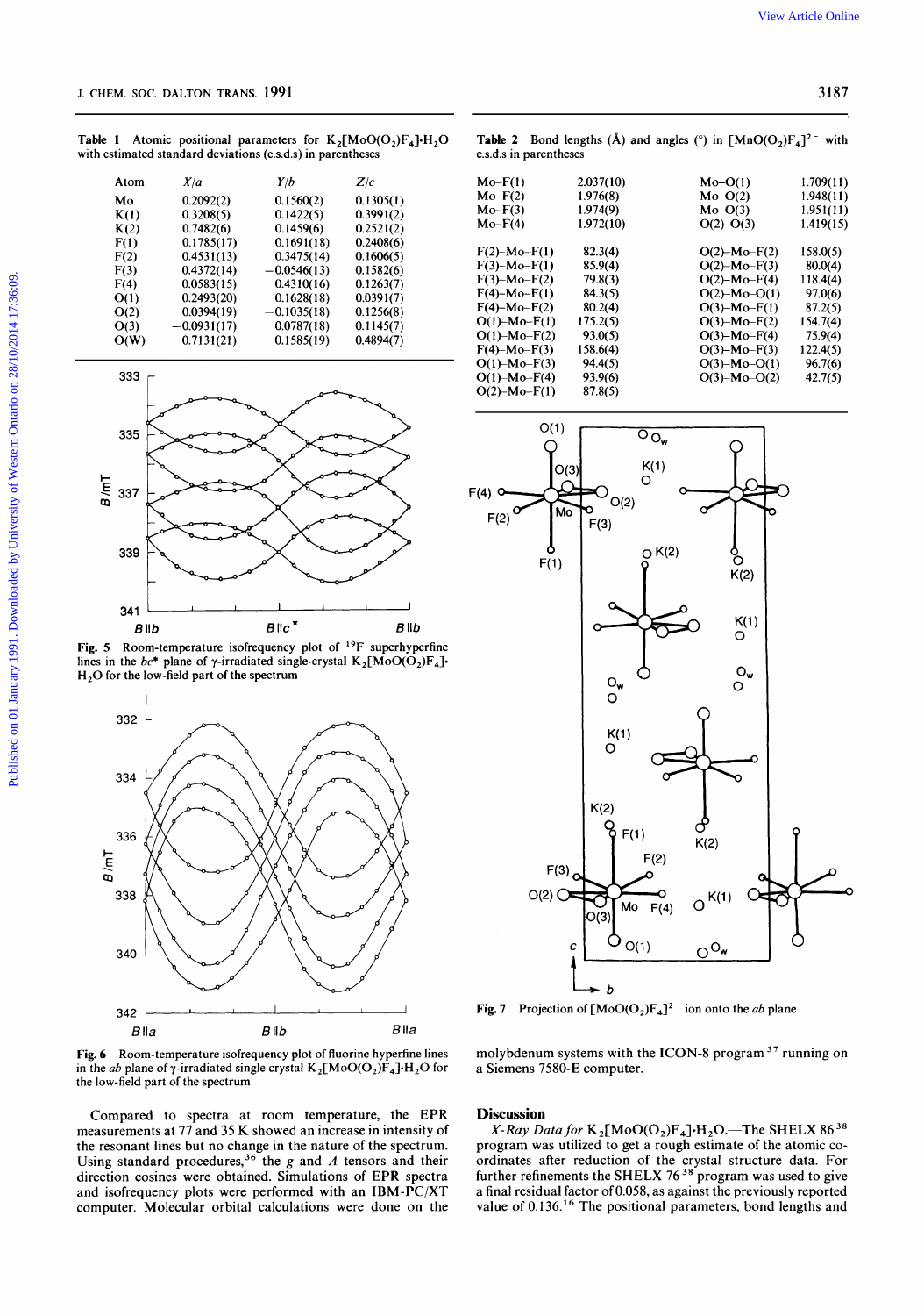**Table 1** Atomic positional parameters for $K_2[MoO(O_2)F_4]\cdot H_2O$ with estimated standard deviations (e.s.d.s) in parentheses

| Atom | $X/a$ | $Y/b$ | $Z/c$ |
|---|---|---|---|
| Mo | 0.2092(2) | 0.1560(2) | 0.1305(1) |
| K(1) | 0.3208(5) | 0.1422(5) | 0.3991(2) |
| K(2) | 0.7482(6) | 0.1459(6) | 0.2521(2) |
| F(1) | 0.1785(17) | 0.1691(18) | 0.2408(6) |
| F(2) | 0.4531(13) | 0.3475(14) | 0.1606(5) |
| F(3) | 0.4372(14) | −0.0546(13) | 0.1582(6) |
| F(4) | 0.0583(15) | 0.4310(16) | 0.1263(7) |
| O(1) | 0.2493(20) | 0.1628(18) | 0.0391(7) |
| O(2) | 0.0394(19) | −0.1035(18) | 0.1256(8) |
| O(3) | −0.0931(17) | 0.0787(18) | 0.1145(7) |
| O(W) | 0.7131(21) | 0.1585(19) | 0.4894(7) |

Fig. 5 Room-temperature isofrequency plot of $^{19}F$ superhyperfine lines in the $bc^*$ plane of γ-irradiated single-crystal $K_2[MoO(O_2)F_4]\cdot H_2O$ for the low-field part of the spectrum

Fig. 6 Room-temperature isofrequency plot of fluorine hyperfine lines in the $ab$ plane of γ-irradiated single crystal $K_2[MoO(O_2)F_4]\cdot H_2O$ for the low-field part of the spectrum

Compared to spectra at room temperature, the EPR measurements at 77 and 35 K showed an increase in intensity of the resonant lines but no change in the nature of the spectrum. Using standard procedures,[36] the $g$ and $A$ tensors and their direction cosines were obtained. Simulations of EPR spectra and isofrequency plots were performed with an IBM-PC/XT computer. Molecular orbital calculations were done on the molybdenum systems with the ICON-8 program[37] running on a Siemens 7580-E computer.

**Table 2** Bond lengths (Å) and angles (°) in $[MnO(O_2)F_4]^{2-}$ with e.s.d.s in parentheses

| | | | |
|---|---|---|---|
| Mo–F(1) | 2.037(10) | Mo–O(1) | 1.709(11) |
| Mo–F(2) | 1.976(8) | Mo–O(2) | 1.948(11) |
| Mo–F(3) | 1.974(9) | Mo–O(3) | 1.951(11) |
| Mo–F(4) | 1.972(10) | O(2)–O(3) | 1.419(15) |
| F(2)–Mo–F(1) | 82.3(4) | O(2)–Mo–F(2) | 158.0(5) |
| F(3)–Mo–F(1) | 85.9(4) | O(2)–Mo–F(3) | 80.0(4) |
| F(3)–Mo–F(2) | 79.8(3) | O(2)–Mo–F(4) | 118.4(4) |
| F(4)–Mo–F(1) | 84.3(5) | O(2)–Mo–O(1) | 97.0(6) |
| F(4)–Mo–F(2) | 80.2(4) | O(3)–Mo–F(1) | 87.2(5) |
| O(1)–Mo–F(1) | 175.2(5) | O(3)–Mo–F(2) | 154.7(4) |
| O(1)–Mo–F(2) | 93.0(5) | O(3)–Mo–F(4) | 75.9(4) |
| F(4)–Mo–F(3) | 158.6(4) | O(3)–Mo–F(3) | 122.4(5) |
| O(1)–Mo–F(3) | 94.4(5) | O(3)–Mo–O(1) | 96.7(6) |
| O(1)–Mo–F(4) | 93.9(6) | O(3)–Mo–O(2) | 42.7(5) |
| O(2)–Mo–F(1) | 87.8(5) | | |

Fig. 7 Projection of $[MoO(O_2)F_4]^{2-}$ ion onto the $ab$ plane

## Discussion

*X-Ray Data for* $K_2[MoO(O_2)F_4]\cdot H_2O$.—The SHELX 86[38] program was utilized to get a rough estimate of the atomic coordinates after reduction of the crystal structure data. For further refinements the SHELX 76[38] program was used to give a final residual factor of 0.058, as against the previously reported value of 0.136.[16] The positional parameters, bond lengths and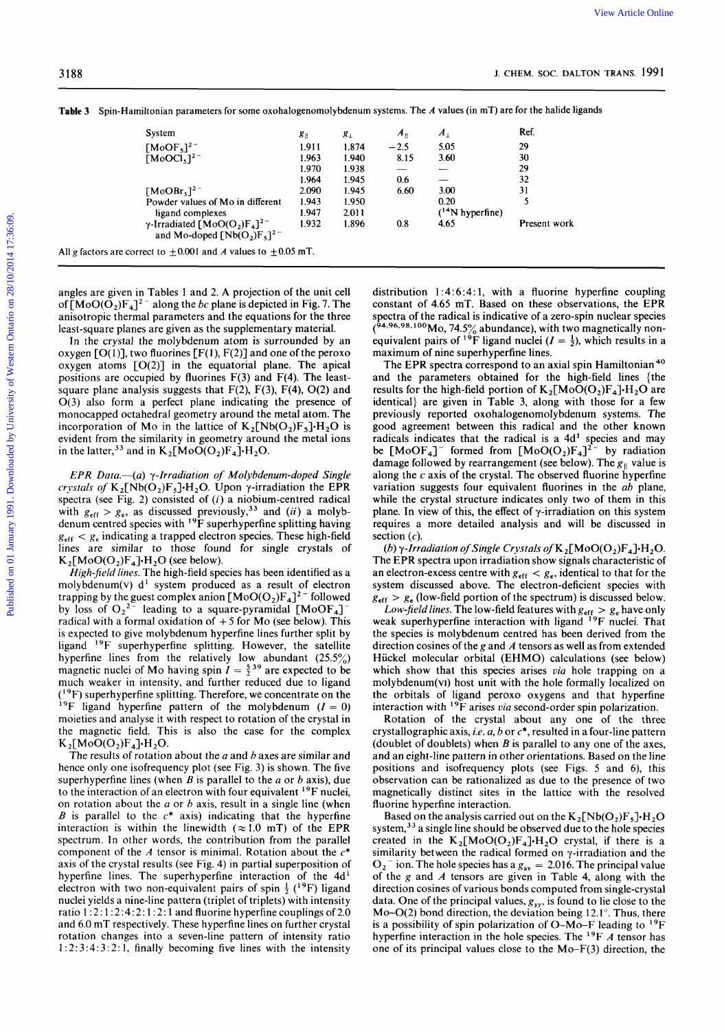Table 3 Spin-Hamiltonian parameters for some oxohalogenomolybdenum systems. The $A$ values (in mT) are for the halide ligands

| System | $g_{\parallel}$ | $g_{\perp}$ | $A_{\parallel}$ | $A_{\perp}$ | Ref. |
|---|---|---|---|---|---|
| $[MoOF_5]^{2-}$ | 1.911 | 1.874 | −2.5 | 5.05 | 29 |
| $[MoOCl_5]^{2-}$ | 1.963 | 1.940 | 8.15 | 3.60 | 30 |
| | 1.970 | 1.938 | — | — | 29 |
| | 1.964 | 1.945 | 0.6 | — | 32 |
| $[MoOBr_5]^{2-}$ | 2.090 | 1.945 | 6.60 | 3.00 | 31 |
| Powder values of Mo in different ligand complexes | 1.943<br>1.947 | 1.950<br>2.011 | | 0.20<br>($^{14}$N hyperfine) | 5 |
| γ-Irradiated $[MoO(O_2)F_4]^{2-}$ and Mo-doped $[Nb(O_2)F_5]^{2-}$ | 1.932 | 1.896 | 0.8 | 4.65 | Present work |

All $g$ factors are correct to ±0.001 and $A$ values to ±0.05 mT.

angles are given in Tables 1 and 2. A projection of the unit cell of $[MoO(O_2)F_4]^{2-}$ along the $bc$ plane is depicted in Fig. 7. The anisotropic thermal parameters and the equations for the three least-square planes are given as the supplementary material.

In the crystal the molybdenum atom is surrounded by an oxygen [O(1)], two fluorines [F(1), F(2)] and one of the peroxo oxygen atoms [O(2)] in the equatorial plane. The apical positions are occupied by fluorines F(3) and F(4). The least-square plane analysis suggests that F(2), F(3), F(4), O(2) and O(3) also form a perfect plane indicating the presence of monocapped octahedral geometry around the metal atom. The incorporation of Mo in the lattice of $K_2[Nb(O_2)F_5]\cdot H_2O$ is evident from the similarity in geometry around the metal ions in the latter,[33] and in $K_2[MoO(O_2)F_4]\cdot H_2O$.

*EPR Data.*—(*a*) *γ-Irradiation of Molybdenum-doped Single crystals of* $K_2[Nb(O_2)F_5]\cdot H_2O$. Upon γ-irradiation the EPR spectra (see Fig. 2) consisted of (*i*) a niobium-centred radical with $g_{eff} > g_e$, as discussed previously,[33] and (*ii*) a molybdenum centred species with $^{19}$F superhyperfine splitting having $g_{eff} < g_e$ indicating a trapped electron species. These high-field lines are similar to those found for single crystals of $K_2[MoO(O_2)F_4]\cdot H_2O$ (see below).

*High-field lines.* The high-field species has been identified as a molybdenum(v) d$^1$ system produced as a result of electron trapping by the guest complex anion $[MoO(O_2)F_4]^{2-}$ followed by loss of $O_2^{2-}$ leading to a square-pyramidal $[MoOF_4]^-$ radical with a formal oxidation of +5 for Mo (see below). This is expected to give molybdenum hyperfine lines further split by ligand $^{19}$F superhyperfine splitting. However, the satellite hyperfine lines from the relatively low abundant (25.5%) magnetic nuclei of Mo having spin $I = \frac{5}{2}$[39] are expected to be much weaker in intensity, and further reduced due to ligand ($^{19}$F) superhyperfine splitting. Therefore, we concentrate on the $^{19}$F ligand hyperfine pattern of the molybdenum ($I = 0$) moieties and analyse it with respect to rotation of the crystal in the magnetic field. This is also the case for the complex $K_2[MoO(O_2)F_4]\cdot H_2O$.

The results of rotation about the $a$ and $b$ axes are similar and hence only one isofrequency plot (see Fig. 3) is shown. The five superhyperfine lines (when $B$ is parallel to the $a$ or $b$ axis), due to the interaction of an electron with four equivalent $^{19}$F nuclei, on rotation about the $a$ or $b$ axis, result in a single line (when $B$ is parallel to the $c^*$ axis) indicating that the hyperfine interaction is within the linewidth (≈1.0 mT) of the EPR spectrum. In other words, the contribution from the parallel component of the $A$ tensor is minimal. Rotation about the $c^*$ axis of the crystal results (see Fig. 4) in partial superposition of hyperfine lines. The superhyperfine interaction of the 4d$^1$ electron with two non-equivalent pairs of spin $\frac{1}{2}$ ($^{19}$F) ligand nuclei yields a nine-line pattern (triplet of triplets) with intensity ratio 1:2:1:2:4:2:1:2:1 and fluorine hyperfine couplings of 2.0 and 6.0 mT respectively. These hyperfine lines on further crystal rotation changes into a seven-line pattern of intensity ratio 1:2:3:4:3:2:1, finally becoming five lines with the intensity distribution 1:4:6:4:1, with a fluorine hyperfine coupling constant of 4.65 mT. Based on these observations, the EPR spectra of the radical is indicative of a zero-spin nuclear species ($^{94,96,98,100}$Mo, 74.5% abundance), with two magnetically non-equivalent pairs of $^{19}$F ligand nuclei ($I = \frac{1}{2}$), which results in a maximum of nine superhyperfine lines.

The EPR spectra correspond to an axial spin Hamiltonian[40] and the parameters obtained for the high-field lines {the results for the high-field portion of $K_2[MoO(O_2)F_4]\cdot H_2O$ are identical} are given in Table 3, along with those for a few previously reported oxohalogenomolybdenum systems. The good agreement between this radical and the other known radicals indicates that the radical is a 4d$^1$ species and may be $[MoOF_4]^-$ formed from $[MoO(O_2)F_4]^{2-}$ by radiation damage followed by rearrangement (see below). The $g_{\parallel}$ value is along the $c$ axis of the crystal. The observed fluorine hyperfine variation suggests four equivalent fluorines in the $ab$ plane, while the crystal structure indicates only two of them in this plane. In view of this, the effect of γ-irradiation on this system requires a more detailed analysis and will be discussed in section (*c*).

(*b*) *γ-Irradiation of Single Crystals of* $K_2[MoO(O_2)F_4]\cdot H_2O$. The EPR spectra upon irradiation show signals characteristic of an electron-excess centre with $g_{eff} < g_e$, identical to that for the system discussed above. The electron-deficient species with $g_{eff} > g_e$ (low-field portion of the spectrum) is discussed below.

*Low-field lines.* The low-field features with $g_{eff} > g_e$ have only weak superhyperfine interaction with ligand $^{19}$F nuclei. That the species is molybdenum centred has been derived from the direction cosines of the $g$ and $A$ tensors as well as from extended Hückel molecular orbital (EHMO) calculations (see below) which show that this species arises *via* hole trapping on a molybdenum(VI) host unit with the hole formally localized on the orbitals of ligand peroxo oxygens and that hyperfine interaction with $^{19}$F arises *via* second-order spin polarization.

Rotation of the crystal about any one of the three crystallographic axis, *i.e.* $a$, $b$ or $c^*$, resulted in a four-line pattern (doublet of doublets) when $B$ is parallel to any one of the axes, and an eight-line pattern in other orientations. Based on the line positions and isofrequency plots (see Figs. 5 and 6), this observation can be rationalized as due to the presence of two magnetically distinct sites in the lattice with the resolved fluorine hyperfine interaction.

Based on the analysis carried out on the $K_2[Nb(O_2)F_5]\cdot H_2O$ system,[33] a single line should be observed due to the hole species created in the $K_2[MoO(O_2)F_4]\cdot H_2O$ crystal, if there is a similarity between the radical formed on γ-irradiation and the $O_2^-$ ion. The hole species has a $g_{av} = 2.016$. The principal value of the $g$ and $A$ tensors are given in Table 4, along with the direction cosines of various bonds computed from single-crystal data. One of the principal values, $g_{yy}$, is found to lie close to the Mo–O(2) bond direction, the deviation being 12.1°. Thus, there is a possibility of spin polarization of O–Mo–F leading to $^{19}$F hyperfine interaction in the hole species. The $^{19}$F $A$ tensor has one of its principal values close to the Mo–F(3) direction, the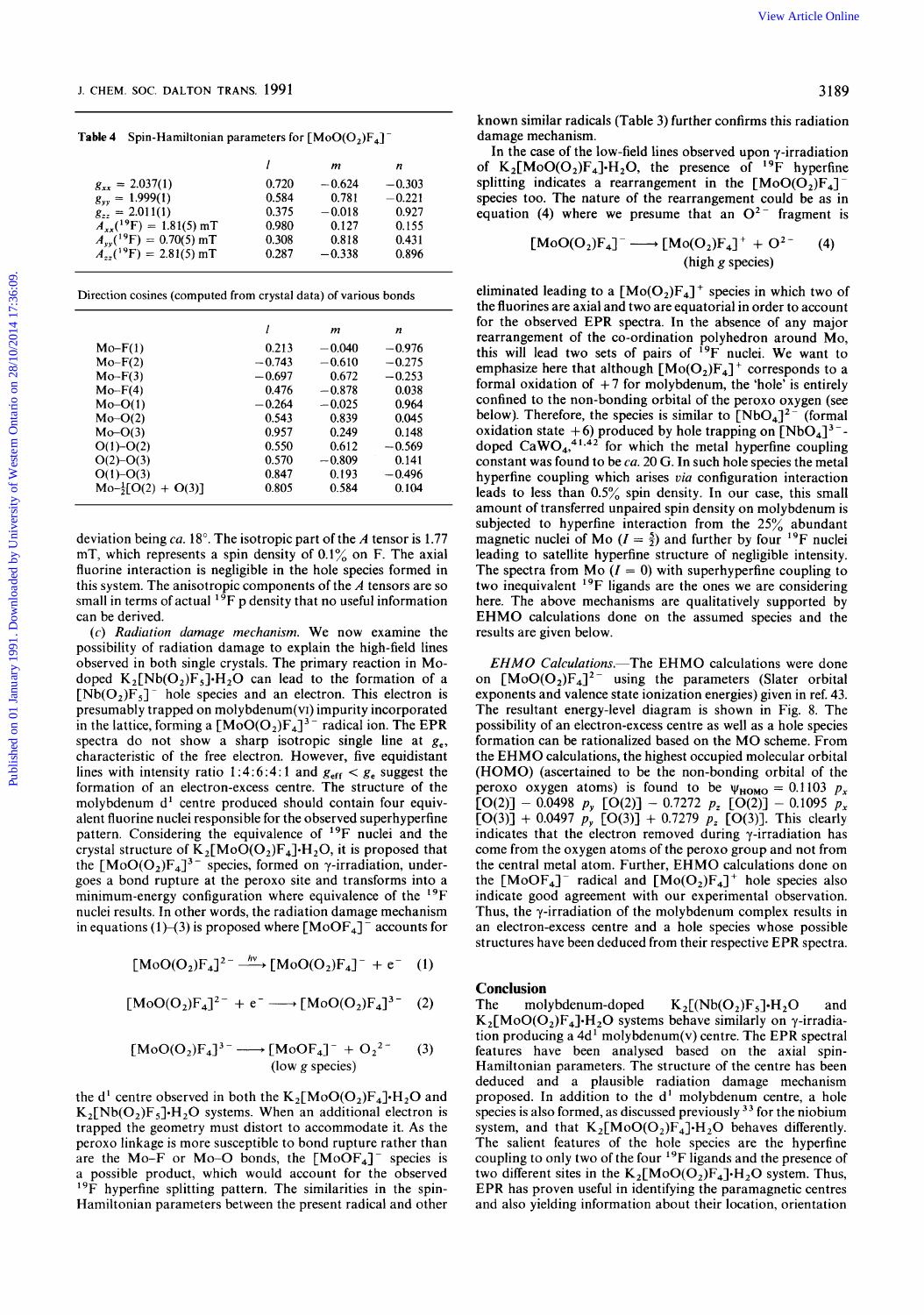**Table 4** Spin-Hamiltonian parameters for $[MoO(O_2)F_4]^-$

| | $l$ | $m$ | $n$ |
|---|---|---|---|
| $g_{xx}$ = 2.037(1) | 0.720 | −0.624 | −0.303 |
| $g_{yy}$ = 1.999(1) | 0.584 | 0.781 | −0.221 |
| $g_{zz}$ = 2.011(1) | 0.375 | −0.018 | 0.927 |
| $A_{xx}(^{19}F)$ = 1.81(5) mT | 0.980 | 0.127 | 0.155 |
| $A_{yy}(^{19}F)$ = 0.70(5) mT | 0.308 | 0.818 | 0.431 |
| $A_{zz}(^{19}F)$ = 2.81(5) mT | 0.287 | −0.338 | 0.896 |

Direction cosines (computed from crystal data) of various bonds

| | $l$ | $m$ | $n$ |
|---|---|---|---|
| Mo–F(1) | 0.213 | −0.040 | −0.976 |
| Mo–F(2) | −0.743 | −0.610 | −0.275 |
| Mo–F(3) | −0.697 | 0.672 | −0.253 |
| Mo–F(4) | 0.476 | −0.878 | 0.038 |
| Mo–O(1) | −0.264 | −0.025 | 0.964 |
| Mo–O(2) | 0.543 | 0.839 | 0.045 |
| Mo–O(3) | 0.957 | 0.249 | 0.148 |
| O(1)–O(2) | 0.550 | 0.612 | −0.569 |
| O(2)–O(3) | 0.570 | −0.809 | 0.141 |
| O(1)–O(3) | 0.847 | 0.193 | −0.496 |
| Mo–½[O(2) + O(3)] | 0.805 | 0.584 | 0.104 |

deviation being *ca.* 18°. The isotropic part of the *A* tensor is 1.77 mT, which represents a spin density of 0.1% on F. The axial fluorine interaction is negligible in the hole species formed in this system. The anisotropic components of the *A* tensors are so small in terms of actual $^{19}F$ p density that no useful information can be derived.

(*c*) *Radiation damage mechanism.* We now examine the possibility of radiation damage to explain the high-field lines observed in both single crystals. The primary reaction in Mo-doped $K_2[Nb(O_2)F_5]{\cdot}H_2O$ can lead to the formation of a $[Nb(O_2)F_5]^-$ hole species and an electron. This electron is presumably trapped on molybdenum(VI) impurity incorporated in the lattice, forming a $[MoO(O_2)F_4]^{3-}$ radical ion. The EPR spectra do not show a sharp isotropic single line at $g_e$, characteristic of the free electron. However, five equidistant lines with intensity ratio 1:4:6:4:1 and $g_{eff} < g_e$ suggest the formation of an electron-excess centre. The structure of the molybdenum $d^1$ centre produced should contain four equivalent fluorine nuclei responsible for the observed superhyperfine pattern. Considering the equivalence of $^{19}F$ nuclei and the crystal structure of $K_2[MoO(O_2)F_4]{\cdot}H_2O$, it is proposed that the $[MoO(O_2)F_4]^{3-}$ species, formed on γ-irradiation, undergoes a bond rupture at the peroxo site and transforms into a minimum-energy configuration where equivalence of the $^{19}F$ nuclei results. In other words, the radiation damage mechanism in equations (1)–(3) is proposed where $[MoOF_4]^-$ accounts for

$$[MoO(O_2)F_4]^{2-} \xrightarrow{h\nu} [MoO(O_2)F_4]^- + e^- \quad (1)$$

$$[MoO(O_2)F_4]^{2-} + e^- \longrightarrow [MoO(O_2)F_4]^{3-} \quad (2)$$

$$[MoO(O_2)F_4]^{3-} \longrightarrow \underset{\text{(low } g \text{ species)}}{[MoOF_4]^-} + O_2^{2-} \quad (3)$$

the $d^1$ centre observed in both the $K_2[MoO(O_2)F_4]{\cdot}H_2O$ and $K_2[Nb(O_2)F_5]{\cdot}H_2O$ systems. When an additional electron is trapped the geometry must distort to accommodate it. As the peroxo linkage is more susceptible to bond rupture rather than are the Mo–F or Mo–O bonds, the $[MoOF_4]^-$ species is a possible product, which would account for the observed $^{19}F$ hyperfine splitting pattern. The similarities in the spin-Hamiltonian parameters between the present radical and other known similar radicals (Table 3) further confirms this radiation damage mechanism.

In the case of the low-field lines observed upon γ-irradiation of $K_2[MoO(O_2)F_4]{\cdot}H_2O$, the presence of $^{19}F$ hyperfine splitting indicates a rearrangement in the $[MoO(O_2)F_4]^-$ species too. The nature of the rearrangement could be as in equation (4) where we presume that an $O^{2-}$ fragment is

$$[MoO(O_2)F_4]^- \longrightarrow \underset{\text{(high } g \text{ species)}}{[Mo(O_2)F_4]^+} + O^{2-} \quad (4)$$

eliminated leading to a $[Mo(O_2)F_4]^+$ species in which two of the fluorines are axial and two are equatorial in order to account for the observed EPR spectra. In the absence of any major rearrangement of the co-ordination polyhedron around Mo, this will lead two sets of pairs of $^{19}F$ nuclei. We want to emphasize here that although $[Mo(O_2)F_4]^+$ corresponds to a formal oxidation of +7 for molybdenum, the 'hole' is entirely confined to the non-bonding orbital of the peroxo oxygen (see below). Therefore, the species is similar to $[NbO_4]^{2-}$ (formal oxidation state +6) produced by hole trapping on $[NbO_4]^{3-}$-doped $CaWO_4$,[41,42] for which the metal hyperfine coupling constant was found to be *ca.* 20 G. In such hole species the metal hyperfine coupling which arises *via* configuration interaction leads to less than 0.5% spin density. In our case, this small amount of transferred unpaired spin density on molybdenum is subjected to hyperfine interaction from the 25% abundant magnetic nuclei of Mo ($I = \frac{5}{2}$) and further by four $^{19}F$ nuclei leading to satellite hyperfine structure of negligible intensity. The spectra from Mo ($I = 0$) with superhyperfine coupling to two inequivalent $^{19}F$ ligands are the ones we are considering here. The above mechanisms are qualitatively supported by EHMO calculations done on the assumed species and the results are given below.

*EHMO Calculations.*—The EHMO calculations were done on $[MoO(O_2)F_4]^{2-}$ using the parameters (Slater orbital exponents and valence state ionization energies) given in ref. 43. The resultant energy-level diagram is shown in Fig. 8. The possibility of an electron-excess centre as well as a hole species formation can be rationalized based on the MO scheme. From the EHMO calculations, the highest occupied molecular orbital (HOMO) (ascertained to be the non-bonding orbital of the peroxo oxygen atoms) is found to be $\psi_{HOMO} = 0.1103\ p_x\ [O(2)] - 0.0498\ p_y\ [O(2)] - 0.7272\ p_z\ [O(2)] - 0.1095\ p_x\ [O(3)] + 0.0497\ p_y\ [O(3)] + 0.7279\ p_z\ [O(3)]$. This clearly indicates that the electron removed during γ-irradiation has come from the oxygen atoms of the peroxo group and not from the central metal atom. Further, EHMO calculations done on the $[MoOF_4]^-$ radical and $[Mo(O_2)F_4]^+$ hole species also indicate good agreement with our experimental observation. Thus, the γ-irradiation of the molybdenum complex results in an electron-excess centre and a hole species whose possible structures have been deduced from their respective EPR spectra.

## Conclusion

The molybdenum-doped $K_2[(Nb(O_2)F_5]{\cdot}H_2O$ and $K_2[MoO(O_2)F_4]{\cdot}H_2O$ systems behave similarly on γ-irradiation producing a $4d^1$ molybdenum(V) centre. The EPR spectral features have been analysed based on the axial spin-Hamiltonian parameters. The structure of the centre has been deduced and a plausible radiation damage mechanism proposed. In addition to the $d^1$ molybdenum centre, a hole species is also formed, as discussed previously[33] for the niobium system, and that $K_2[MoO(O_2)F_4]{\cdot}H_2O$ behaves differently. The salient features of the hole species are the hyperfine coupling to only two of the four $^{19}F$ ligands and the presence of two different sites in the $K_2[MoO(O_2)F_4]{\cdot}H_2O$ system. Thus, EPR has proven useful in identifying the paramagnetic centres and also yielding information about their location, orientation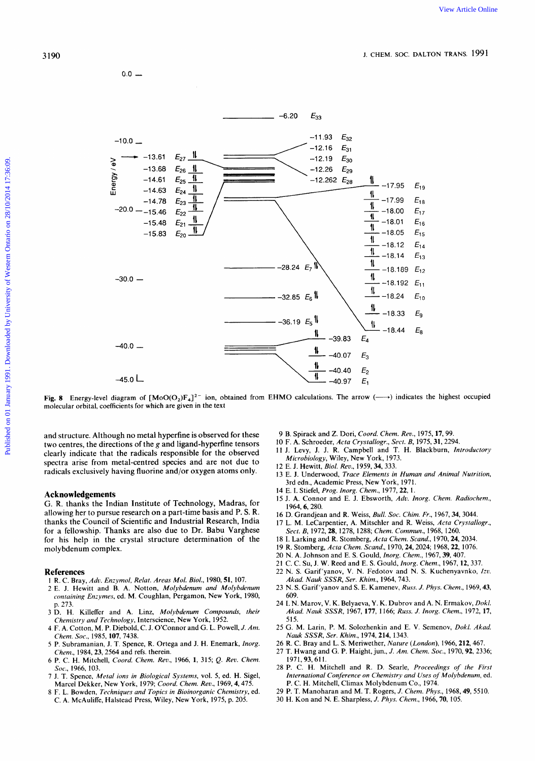Fig. 8 Energy-level diagram of $[MoO(O_2)F_4]^{2-}$ ion, obtained from EHMO calculations. The arrow (⟶) indicates the highest occupied molecular orbital, coefficients for which are given in the text

and structure. Although no metal hyperfine is observed for these two centres, the directions of the $g$ and ligand-hyperfine tensors clearly indicate that the radicals responsible for the observed spectra arise from metal-centred species and are not due to radicals exclusively having fluorine and/or oxygen atoms only.

## Acknowledgements

G. R. thanks the Indian Institute of Technology, Madras, for allowing her to pursue research on a part-time basis and P. S. R. thanks the Council of Scientific and Industrial Research, India for a fellowship. Thanks are also due to Dr. Babu Varghese for his help in the crystal structure determination of the molybdenum complex.

## References

1 R. C. Bray, *Adv. Enzymol. Relat. Areas Mol. Biol.*, 1980, **51**, 107.
2 E. J. Hewitt and B. A. Notton, *Molybdenum and Molybdenum containing Enzymes*, ed. M. Coughlan, Pergamon, New York, 1980, p. 273.
3 D. H. Killeffer and A. Linz, *Molybdenum Compounds, their Chemistry and Technology*, Interscience, New York, 1952.
4 F. A. Cotton, M. P. Diebold, C. J. O'Connor and G. L. Powell, *J. Am. Chem. Soc.*, 1985, **107**, 7438.
5 P. Subramanian, J. T. Spence, R. Ortega and J. H. Enemark, *Inorg. Chem.*, 1984, **23**, 2564 and refs. therein.
6 P. C. H. Mitchell, *Coord. Chem. Rev.*, 1966, **1**, 315; *Q. Rev. Chem. Soc.*, 1966, 103.
7 J. T. Spence, *Metal ions in Biological Systems*, vol. 5, ed. H. Sigel, Marcel Dekker, New York, 1979; *Coord. Chem. Rev.*, 1969, **4**, 475.
8 F. L. Bowden, *Techniques and Topics in Bioinorganic Chemistry*, ed. C. A. McAuliffe, Halstead Press, Wiley, New York, 1975, p. 205.
9 B. Spirack and Z. Dori, *Coord. Chem. Rev.*, 1975, **17**, 99.
10 F. A. Schroeder, *Acta Crystallogr., Sect. B*, 1975, **31**, 2294.
11 J. Levy, J. J. R. Campbell and T. H. Blackburn, *Introductory Microbiology*, Wiley, New York, 1973.
12 E. J. Hewitt, *Biol. Rev.*, 1959, **34**, 333.
13 E. J. Underwood, *Trace Elements in Human and Animal Nutrition*, 3rd edn., Academic Press, New York, 1971.
14 E. I. Stiefel, *Prog. Inorg. Chem.*, 1977, **22**, 1.
15 J. A. Connor and E. J. Ebsworth, *Adv. Inorg. Chem. Radiochem.*, 1964, **6**, 280.
16 D. Grandjean and R. Weiss, *Bull. Soc. Chim. Fr.*, 1967, **34**, 3044.
17 L. M. LeCarpentier, A. Mitschler and R. Weiss, *Acta Crystallogr., Sect. B*, 1972, **28**, 1278, 1288; *Chem. Commun.*, 1968, 1260.
18 I. Larking and R. Stomberg, *Acta Chem. Scand.*, 1970, **24**, 2034.
19 R. Stomberg, *Acta Chem. Scand.*, 1970, **24**, 2024; 1968, **22**, 1076.
20 N. A. Johnson and E. S. Gould, *Inorg. Chem.*, 1967, **39**, 407.
21 C. C. Su, J. W. Reed and E. S. Gould, *Inorg. Chem.*, 1967, **12**, 337.
22 N. S. Garif'yanov, V. N. Fedotov and N. S. Kuchenyavnko, *Izv. Akad. Nauk SSSR, Ser. Khim.*, 1964, 743.
23 N. S. Garif'yanov and S. E. Kamenev, *Russ. J. Phys. Chem.*, 1969, **43**, 609.
24 I. N. Marov, V. K. Belyaeva, Y. K. Dubrov and A. N. Ermakov, *Dokl. Akad. Nauk SSSR*, 1967, **177**, 1166; *Russ. J. Inorg. Chem.*, 1972, **17**, 515.
25 G. M. Larin, P. M. Solozhenkin and E. V. Semenov, *Dokl. Akad. Nauk SSSR, Ser. Khim.*, 1974, **214**, 1343.
26 R. C. Bray and L. S. Meriwether, *Nature (London)*, 1966, **212**, 467.
27 T. Hwang and G. P. Haight, jun., *J. Am. Chem. Soc.*, 1970, **92**, 2336; 1971, **93**, 611.
28 P. C. H. Mitchell and R. D. Searle, *Proceedings of the First International Conference on Chemistry and Uses of Molybdenum*, ed. P. C. H. Mitchell, Climax Molybdenum Co., 1974.
29 P. T. Manoharan and M. T. Rogers, *J. Chem. Phys.*, 1968, **49**, 5510.
30 H. Kon and N. E. Sharpless, *J. Phys. Chem.*, 1966, **70**, 105.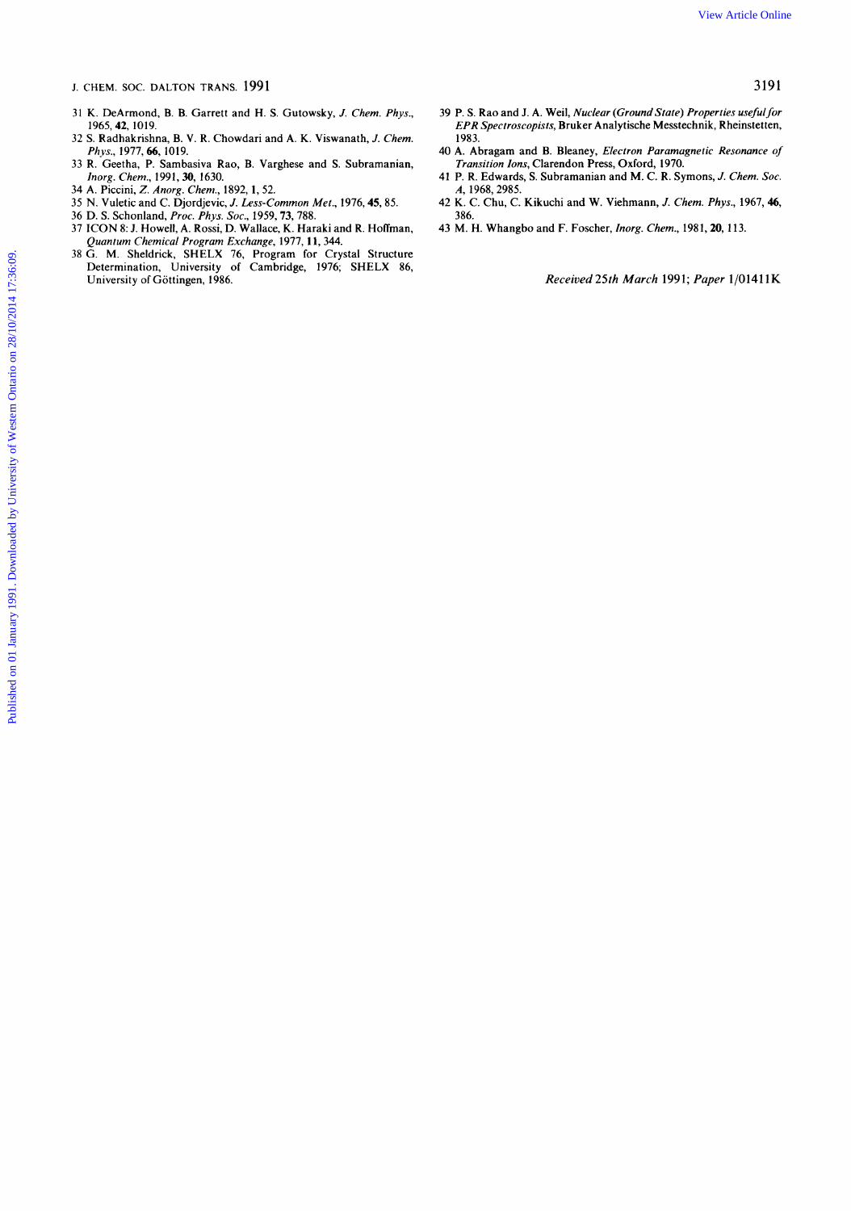31 K. DeArmond, B. B. Garrett and H. S. Gutowsky, *J. Chem. Phys.*, 1965, **42**, 1019.

32 S. Radhakrishna, B. V. R. Chowdari and A. K. Viswanath, *J. Chem. Phys.*, 1977, **66**, 1019.

33 R. Geetha, P. Sambasiva Rao, B. Varghese and S. Subramanian, *Inorg. Chem.*, 1991, **30**, 1630.

34 A. Piccini, *Z. Anorg. Chem.*, 1892, **1**, 52.

35 N. Vuletic and C. Djordjevic, *J. Less-Common Met.*, 1976, **45**, 85.

36 D. S. Schonland, *Proc. Phys. Soc.*, 1959, **73**, 788.

37 ICON 8: J. Howell, A. Rossi, D. Wallace, K. Haraki and R. Hoffman, *Quantum Chemical Program Exchange*, 1977, **11**, 344.

38 G. M. Sheldrick, SHELX 76, Program for Crystal Structure Determination, University of Cambridge, 1976; SHELX 86, University of Göttingen, 1986.

39 P. S. Rao and J. A. Weil, *Nuclear (Ground State) Properties useful for EPR Spectroscopists*, Bruker Analytische Messtechnik, Rheinstetten, 1983.

40 A. Abragam and B. Bleaney, *Electron Paramagnetic Resonance of Transition Ions*, Clarendon Press, Oxford, 1970.

41 P. R. Edwards, S. Subramanian and M. C. R. Symons, *J. Chem. Soc. A*, 1968, 2985.

42 K. C. Chu, C. Kikuchi and W. Viehmann, *J. Chem. Phys.*, 1967, **46**, 386.

43 M. H. Whangbo and F. Foscher, *Inorg. Chem.*, 1981, **20**, 113.

*Received 25th March 1991; Paper 1/01411K*